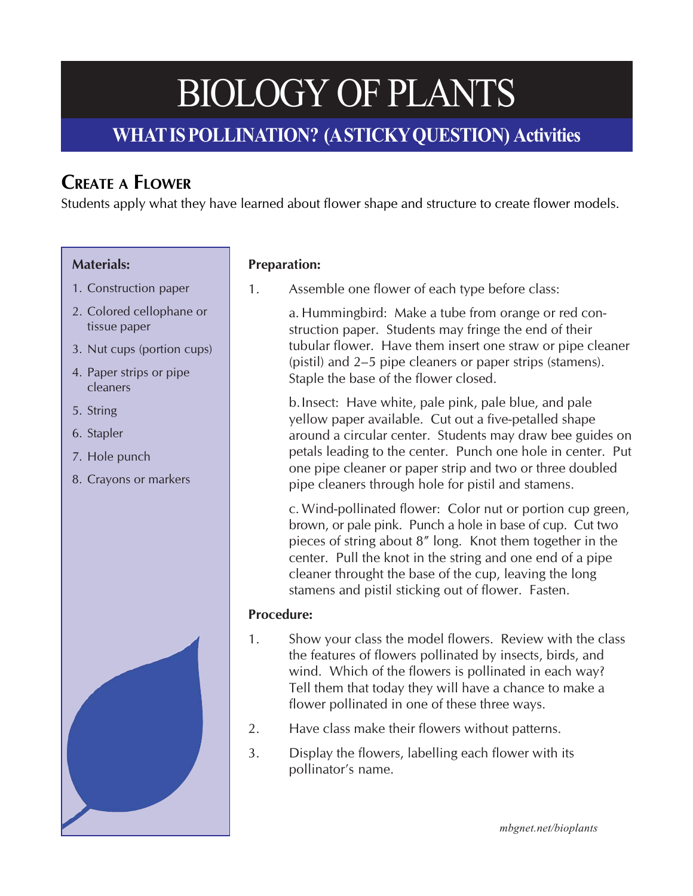# BIOLOGY OF PLANTS

## WHAT IS POLLINATION? (A STICKY QUESTION) Activities

### CREATE A FLOWER

Students apply what they have learned about flower shape and structure to create flower models.

**Materials:**

1. Construction paper
2. Colored cellophane or tissue paper
3. Nut cups (portion cups)
4. Paper strips or pipe cleaners
5. String
6. Stapler
7. Hole punch
8. Crayons or markers

**Preparation:**

1. Assemble one flower of each type before class:

   a. Hummingbird: Make a tube from orange or red construction paper. Students may fringe the end of their tubular flower. Have them insert one straw or pipe cleaner (pistil) and 2–5 pipe cleaners or paper strips (stamens). Staple the base of the flower closed.

   b. Insect: Have white, pale pink, pale blue, and pale yellow paper available. Cut out a five-petalled shape around a circular center. Students may draw bee guides on petals leading to the center. Punch one hole in center. Put one pipe cleaner or paper strip and two or three doubled pipe cleaners through hole for pistil and stamens.

   c. Wind-pollinated flower: Color nut or portion cup green, brown, or pale pink. Punch a hole in base of cup. Cut two pieces of string about 8″ long. Knot them together in the center. Pull the knot in the string and one end of a pipe cleaner throught the base of the cup, leaving the long stamens and pistil sticking out of flower. Fasten.

**Procedure:**

1. Show your class the model flowers. Review with the class the features of flowers pollinated by insects, birds, and wind. Which of the flowers is pollinated in each way? Tell them that today they will have a chance to make a flower pollinated in one of these three ways.
2. Have class make their flowers without patterns.
3. Display the flowers, labelling each flower with its pollinator's name.

*mbgnet.net/bioplants*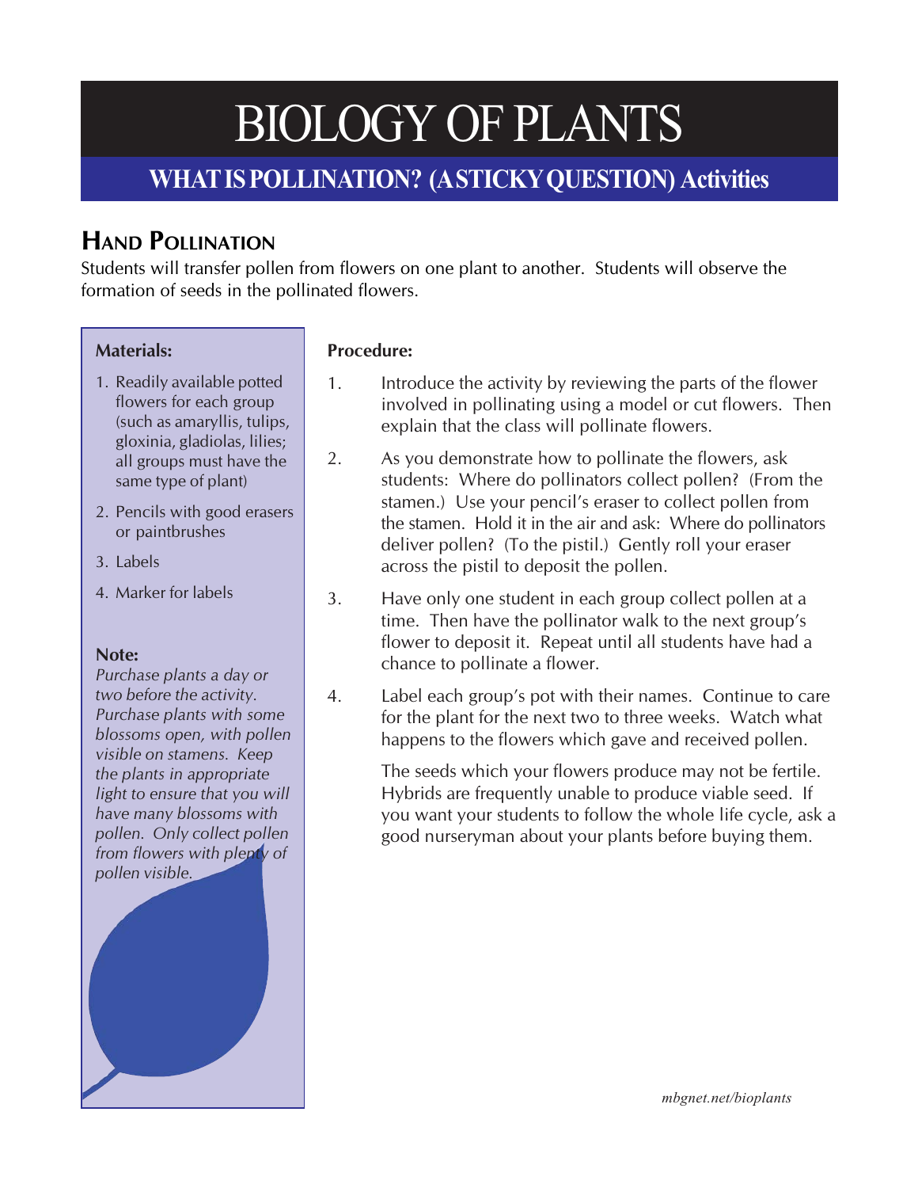# BIOLOGY OF PLANTS

## WHAT IS POLLINATION? (A STICKY QUESTION) Activities

## Hand Pollination

Students will transfer pollen from flowers on one plant to another. Students will observe the formation of seeds in the pollinated flowers.

**Materials:**

1. Readily available potted flowers for each group (such as amaryllis, tulips, gloxinia, gladiolas, lilies; all groups must have the same type of plant)
2. Pencils with good erasers or paintbrushes
3. Labels
4. Marker for labels

**Note:**

*Purchase plants a day or two before the activity. Purchase plants with some blossoms open, with pollen visible on stamens. Keep the plants in appropriate light to ensure that you will have many blossoms with pollen. Only collect pollen from flowers with plenty of pollen visible.*

**Procedure:**

1. Introduce the activity by reviewing the parts of the flower involved in pollinating using a model or cut flowers. Then explain that the class will pollinate flowers.
2. As you demonstrate how to pollinate the flowers, ask students: Where do pollinators collect pollen? (From the stamen.) Use your pencil's eraser to collect pollen from the stamen. Hold it in the air and ask: Where do pollinators deliver pollen? (To the pistil.) Gently roll your eraser across the pistil to deposit the pollen.
3. Have only one student in each group collect pollen at a time. Then have the pollinator walk to the next group's flower to deposit it. Repeat until all students have had a chance to pollinate a flower.
4. Label each group's pot with their names. Continue to care for the plant for the next two to three weeks. Watch what happens to the flowers which gave and received pollen.

   The seeds which your flowers produce may not be fertile. Hybrids are frequently unable to produce viable seed. If you want your students to follow the whole life cycle, ask a good nurseryman about your plants before buying them.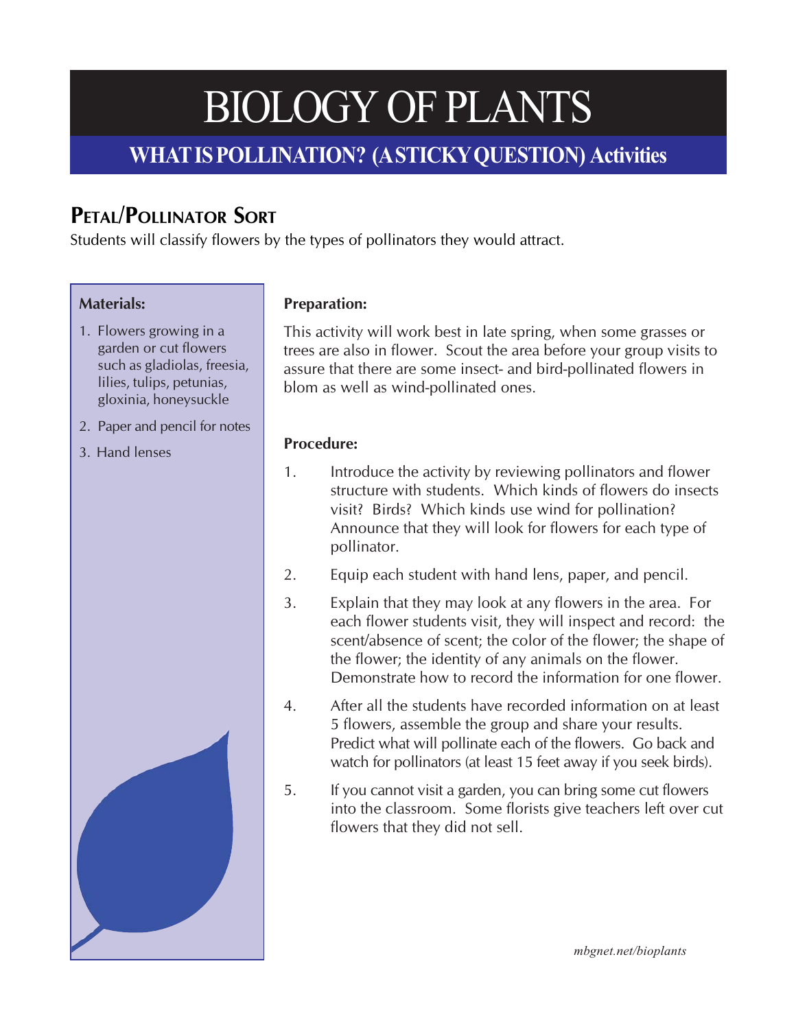# BIOLOGY OF PLANTS

## WHAT IS POLLINATION? (A STICKY QUESTION) Activities

### Petal/Pollinator Sort

Students will classify flowers by the types of pollinators they would attract.

**Materials:**

1. Flowers growing in a garden or cut flowers such as gladiolas, freesia, lilies, tulips, petunias, gloxinia, honeysuckle
2. Paper and pencil for notes
3. Hand lenses

**Preparation:**

This activity will work best in late spring, when some grasses or trees are also in flower. Scout the area before your group visits to assure that there are some insect- and bird-pollinated flowers in blom as well as wind-pollinated ones.

**Procedure:**

1. Introduce the activity by reviewing pollinators and flower structure with students. Which kinds of flowers do insects visit? Birds? Which kinds use wind for pollination? Announce that they will look for flowers for each type of pollinator.
2. Equip each student with hand lens, paper, and pencil.
3. Explain that they may look at any flowers in the area. For each flower students visit, they will inspect and record: the scent/absence of scent; the color of the flower; the shape of the flower; the identity of any animals on the flower. Demonstrate how to record the information for one flower.
4. After all the students have recorded information on at least 5 flowers, assemble the group and share your results. Predict what will pollinate each of the flowers. Go back and watch for pollinators (at least 15 feet away if you seek birds).
5. If you cannot visit a garden, you can bring some cut flowers into the classroom. Some florists give teachers left over cut flowers that they did not sell.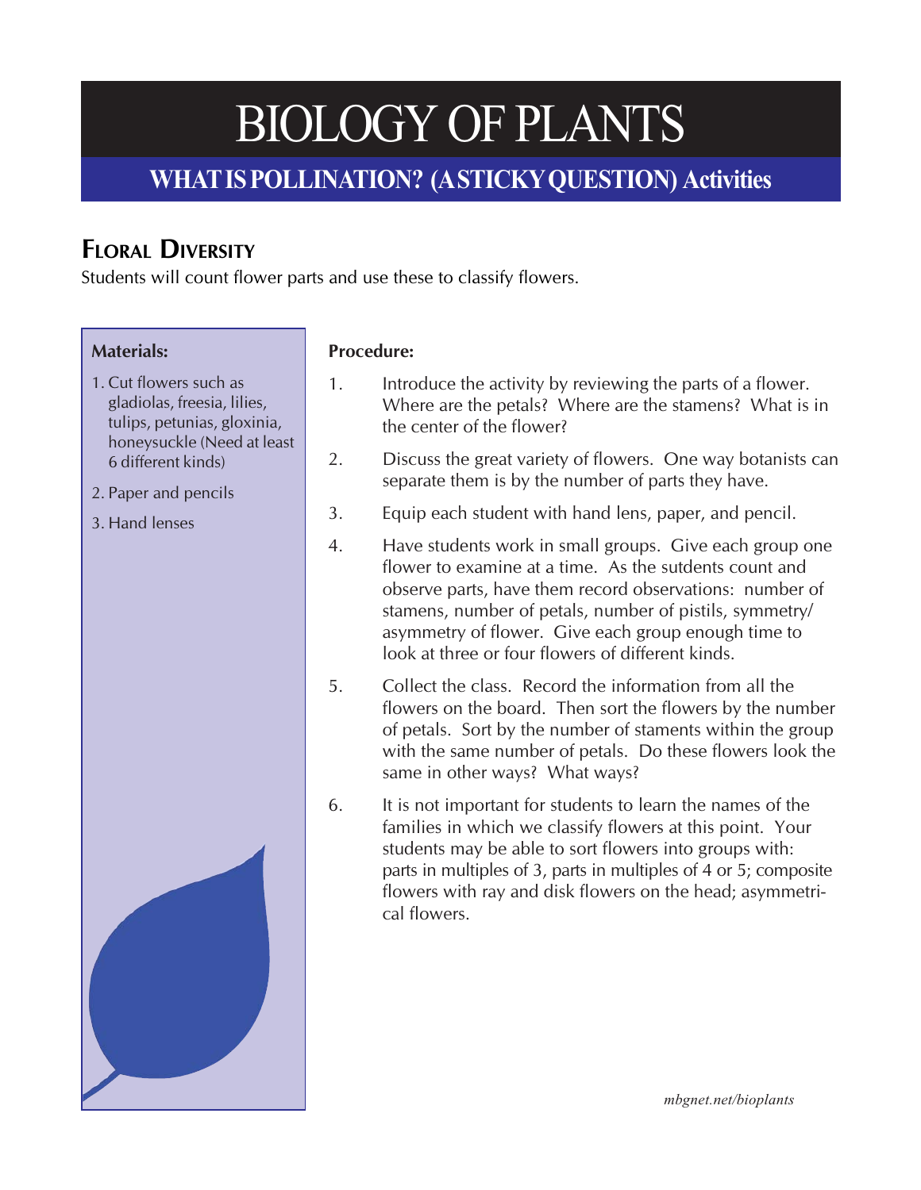// BIOLOGY OF PLANTS

## WHAT IS POLLINATION? (A STICKY QUESTION) Activities

### Floral Diversity

Students will count flower parts and use these to classify flowers.

**Materials:**

1. Cut flowers such as gladiolas, freesia, lilies, tulips, petunias, gloxinia, honeysuckle (Need at least 6 different kinds)
2. Paper and pencils
3. Hand lenses

**Procedure:**

1. Introduce the activity by reviewing the parts of a flower. Where are the petals? Where are the stamens? What is in the center of the flower?
2. Discuss the great variety of flowers. One way botanists can separate them is by the number of parts they have.
3. Equip each student with hand lens, paper, and pencil.
4. Have students work in small groups. Give each group one flower to examine at a time. As the sutdents count and observe parts, have them record observations: number of stamens, number of petals, number of pistils, symmetry/ asymmetry of flower. Give each group enough time to look at three or four flowers of different kinds.
5. Collect the class. Record the information from all the flowers on the board. Then sort the flowers by the number of petals. Sort by the number of staments within the group with the same number of petals. Do these flowers look the same in other ways? What ways?
6. It is not important for students to learn the names of the families in which we classify flowers at this point. Your students may be able to sort flowers into groups with: parts in multiples of 3, parts in multiples of 4 or 5; composite flowers with ray and disk flowers on the head; asymmetrical flowers.

*mbgnet.net/bioplants*